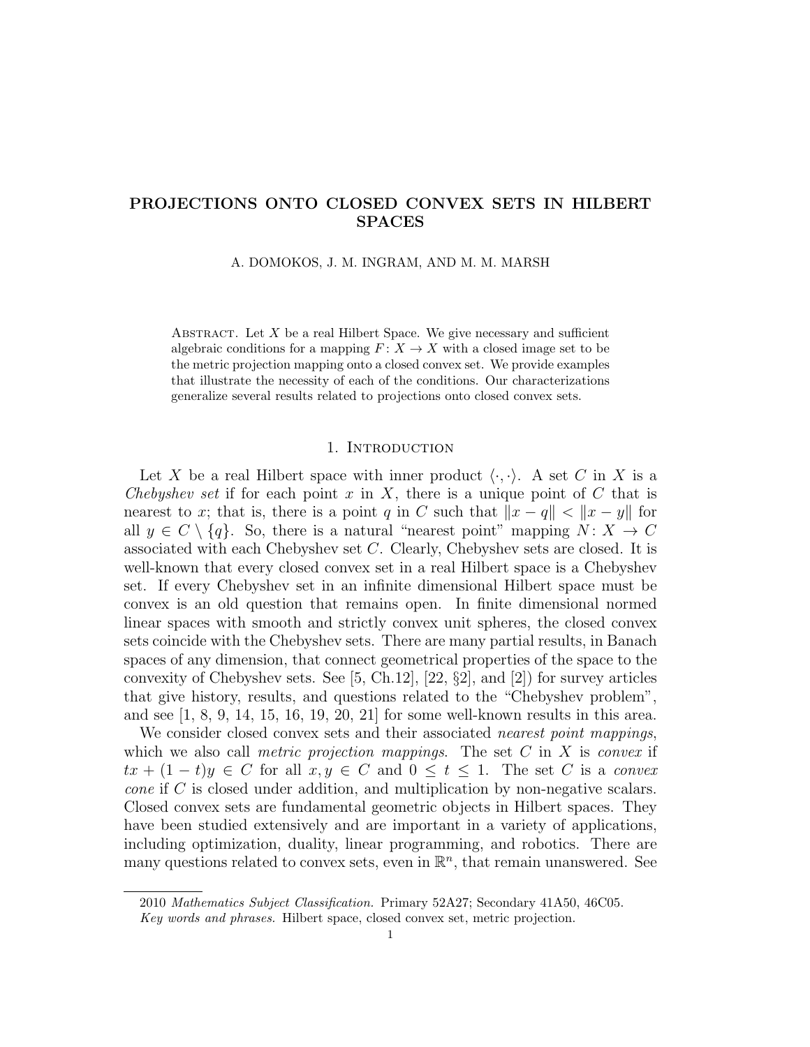# PROJECTIONS ONTO CLOSED CONVEX SETS IN HILBERT SPACES

A. DOMOKOS, J. M. INGRAM, AND M. M. MARSH

Abstract. Let $X$ be a real Hilbert Space. We give necessary and sufficient algebraic conditions for a mapping $F\colon X \to X$ with a closed image set to be the metric projection mapping onto a closed convex set. We provide examples that illustrate the necessity of each of the conditions. Our characterizations generalize several results related to projections onto closed convex sets.

## 1. Introduction

Let $X$ be a real Hilbert space with inner product $\langle \cdot, \cdot \rangle$. A set $C$ in $X$ is a *Chebyshev set* if for each point $x$ in $X$, there is a unique point of $C$ that is nearest to $x$; that is, there is a point $q$ in $C$ such that $\|x - q\| < \|x - y\|$ for all $y \in C \setminus \{q\}$. So, there is a natural "nearest point" mapping $N\colon X \to C$ associated with each Chebyshev set $C$. Clearly, Chebyshev sets are closed. It is well-known that every closed convex set in a real Hilbert space is a Chebyshev set. If every Chebyshev set in an infinite dimensional Hilbert space must be convex is an old question that remains open. In finite dimensional normed linear spaces with smooth and strictly convex unit spheres, the closed convex sets coincide with the Chebyshev sets. There are many partial results, in Banach spaces of any dimension, that connect geometrical properties of the space to the convexity of Chebyshev sets. See [5, Ch.12], [22, §2], and [2]) for survey articles that give history, results, and questions related to the "Chebyshev problem", and see [1, 8, 9, 14, 15, 16, 19, 20, 21] for some well-known results in this area.

We consider closed convex sets and their associated *nearest point mappings*, which we also call *metric projection mappings*. The set $C$ in $X$ is *convex* if $tx + (1 - t)y \in C$ for all $x, y \in C$ and $0 \le t \le 1$. The set $C$ is a *convex cone* if $C$ is closed under addition, and multiplication by non-negative scalars. Closed convex sets are fundamental geometric objects in Hilbert spaces. They have been studied extensively and are important in a variety of applications, including optimization, duality, linear programming, and robotics. There are many questions related to convex sets, even in $\mathbb{R}^n$, that remain unanswered. See

2010 *Mathematics Subject Classification.* Primary 52A27; Secondary 41A50, 46C05.

*Key words and phrases.* Hilbert space, closed convex set, metric projection.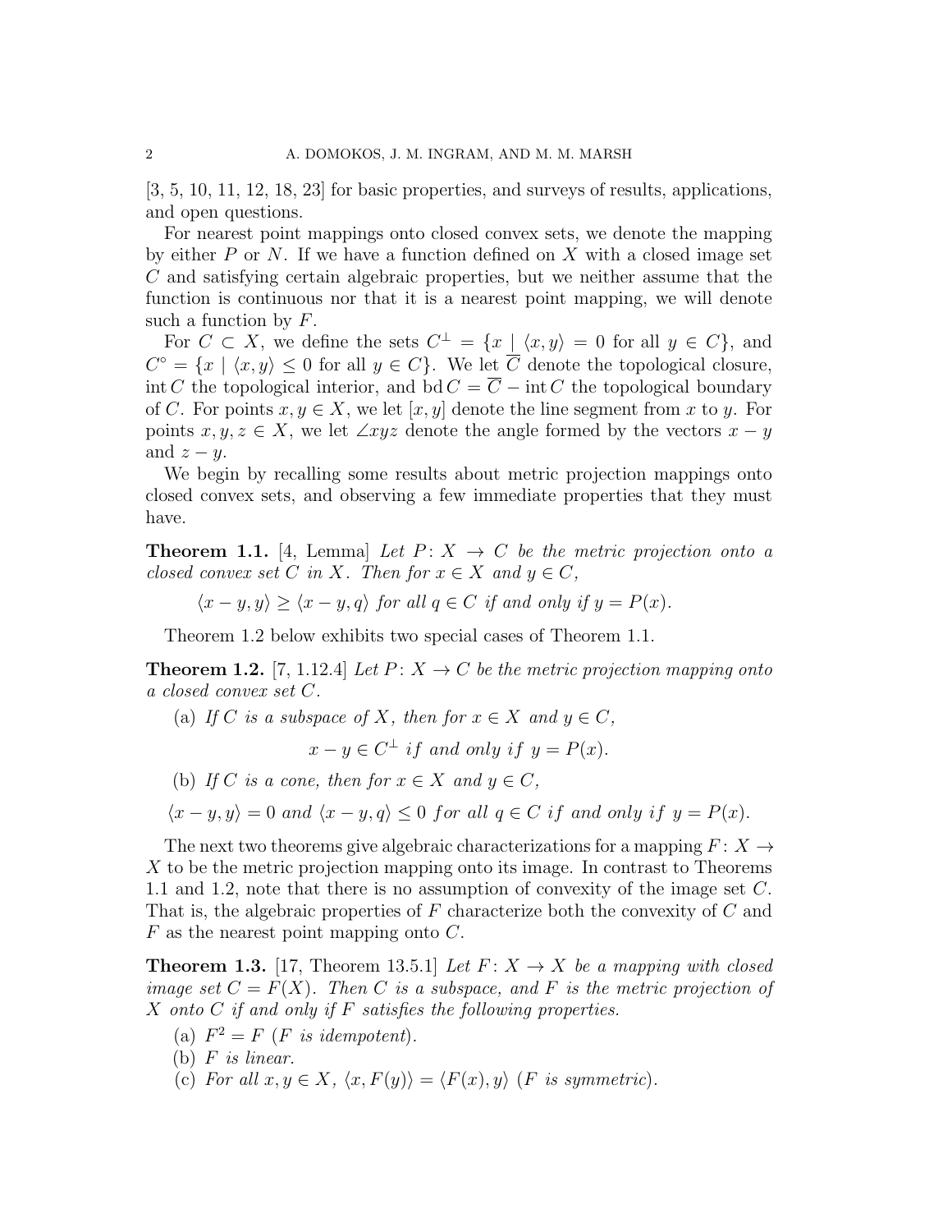[3, 5, 10, 11, 12, 18, 23] for basic properties, and surveys of results, applications, and open questions.

For nearest point mappings onto closed convex sets, we denote the mapping by either $P$ or $N$. If we have a function defined on $X$ with a closed image set $C$ and satisfying certain algebraic properties, but we neither assume that the function is continuous nor that it is a nearest point mapping, we will denote such a function by $F$.

For $C \subset X$, we define the sets $C^{\perp} = \{x \mid \langle x, y\rangle = 0 \text{ for all } y \in C\}$, and $C^{\circ} = \{x \mid \langle x, y\rangle \leq 0 \text{ for all } y \in C\}$. We let $\overline{C}$ denote the topological closure, $\operatorname{int} C$ the topological interior, and $\operatorname{bd} C = \overline{C} - \operatorname{int} C$ the topological boundary of $C$. For points $x, y \in X$, we let $[x, y]$ denote the line segment from $x$ to $y$. For points $x, y, z \in X$, we let $\angle xyz$ denote the angle formed by the vectors $x - y$ and $z - y$.

We begin by recalling some results about metric projection mappings onto closed convex sets, and observing a few immediate properties that they must have.

**Theorem 1.1.** [4, Lemma] *Let $P\colon X \to C$ be the metric projection onto a closed convex set $C$ in $X$. Then for $x \in X$ and $y \in C$,*

$$\langle x - y, y\rangle \geq \langle x - y, q\rangle \text{ for all } q \in C \text{ if and only if } y = P(x).$$

Theorem 1.2 below exhibits two special cases of Theorem 1.1.

**Theorem 1.2.** [7, 1.12.4] *Let $P\colon X \to C$ be the metric projection mapping onto a closed convex set $C$.*

(a) *If $C$ is a subspace of $X$, then for $x \in X$ and $y \in C$,*

$$x - y \in C^{\perp} \text{ if and only if } y = P(x).$$

(b) *If $C$ is a cone, then for $x \in X$ and $y \in C$,*

$$\langle x - y, y\rangle = 0 \text{ and } \langle x - y, q\rangle \leq 0 \text{ for all } q \in C \text{ if and only if } y = P(x).$$

The next two theorems give algebraic characterizations for a mapping $F\colon X \to X$ to be the metric projection mapping onto its image. In contrast to Theorems 1.1 and 1.2, note that there is no assumption of convexity of the image set $C$. That is, the algebraic properties of $F$ characterize both the convexity of $C$ and $F$ as the nearest point mapping onto $C$.

**Theorem 1.3.** [17, Theorem 13.5.1] *Let $F\colon X \to X$ be a mapping with closed image set $C = F(X)$. Then $C$ is a subspace, and $F$ is the metric projection of $X$ onto $C$ if and only if $F$ satisfies the following properties.*

(a) *$F^2 = F$ ($F$ is idempotent).*
(b) *$F$ is linear.*
(c) *For all $x, y \in X$, $\langle x, F(y)\rangle = \langle F(x), y\rangle$ ($F$ is symmetric).*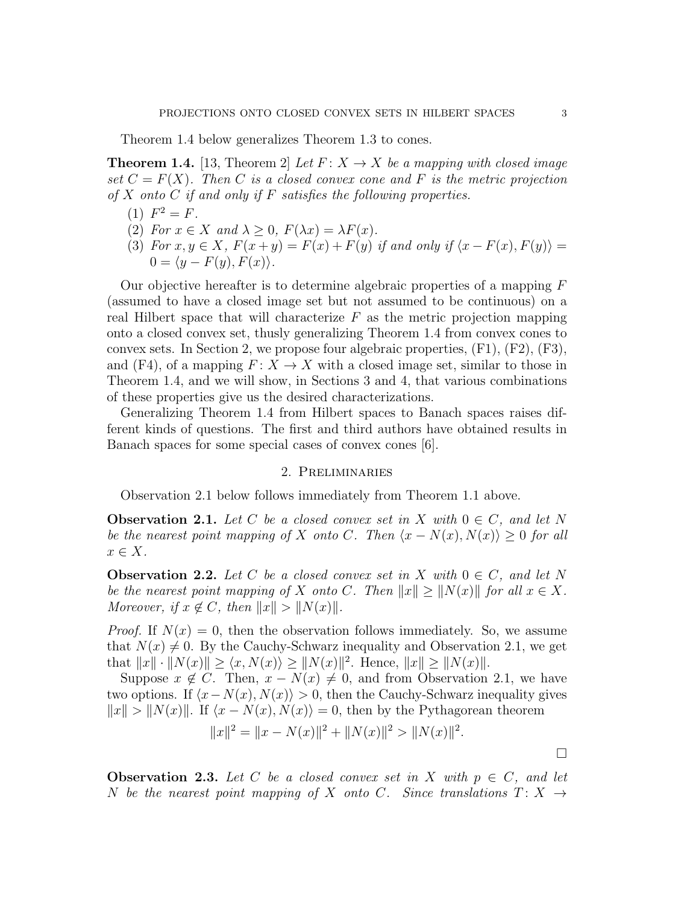Theorem 1.4 below generalizes Theorem 1.3 to cones.

**Theorem 1.4.** [13, Theorem 2] *Let $F\colon X \to X$ be a mapping with closed image set $C = F(X)$. Then $C$ is a closed convex cone and $F$ is the metric projection of $X$ onto $C$ if and only if $F$ satisfies the following properties.*

1. *$F^2 = F$.*
2. *For $x \in X$ and $\lambda \geq 0$, $F(\lambda x) = \lambda F(x)$.*
3. *For $x, y \in X$, $F(x+y) = F(x) + F(y)$ if and only if $\langle x - F(x), F(y)\rangle = 0 = \langle y - F(y), F(x)\rangle$.*

Our objective hereafter is to determine algebraic properties of a mapping $F$ (assumed to have a closed image set but not assumed to be continuous) on a real Hilbert space that will characterize $F$ as the metric projection mapping onto a closed convex set, thusly generalizing Theorem 1.4 from convex cones to convex sets. In Section 2, we propose four algebraic properties, (F1), (F2), (F3), and (F4), of a mapping $F\colon X \to X$ with a closed image set, similar to those in Theorem 1.4, and we will show, in Sections 3 and 4, that various combinations of these properties give us the desired characterizations.

Generalizing Theorem 1.4 from Hilbert spaces to Banach spaces raises different kinds of questions. The first and third authors have obtained results in Banach spaces for some special cases of convex cones [6].

## 2. Preliminaries

Observation 2.1 below follows immediately from Theorem 1.1 above.

**Observation 2.1.** *Let $C$ be a closed convex set in $X$ with $0 \in C$, and let $N$ be the nearest point mapping of $X$ onto $C$. Then $\langle x - N(x), N(x)\rangle \geq 0$ for all $x \in X$.*

**Observation 2.2.** *Let $C$ be a closed convex set in $X$ with $0 \in C$, and let $N$ be the nearest point mapping of $X$ onto $C$. Then $\|x\| \geq \|N(x)\|$ for all $x \in X$. Moreover, if $x \notin C$, then $\|x\| > \|N(x)\|$.*

*Proof.* If $N(x) = 0$, then the observation follows immediately. So, we assume that $N(x) \neq 0$. By the Cauchy-Schwarz inequality and Observation 2.1, we get that $\|x\| \cdot \|N(x)\| \geq \langle x, N(x)\rangle \geq \|N(x)\|^2$. Hence, $\|x\| \geq \|N(x)\|$.

Suppose $x \notin C$. Then, $x - N(x) \neq 0$, and from Observation 2.1, we have two options. If $\langle x - N(x), N(x)\rangle > 0$, then the Cauchy-Schwarz inequality gives $\|x\| > \|N(x)\|$. If $\langle x - N(x), N(x)\rangle = 0$, then by the Pythagorean theorem

$$\|x\|^2 = \|x - N(x)\|^2 + \|N(x)\|^2 > \|N(x)\|^2.$$

$\square$

**Observation 2.3.** *Let $C$ be a closed convex set in $X$ with $p \in C$, and let $N$ be the nearest point mapping of $X$ onto $C$. Since translations $T\colon X \to$*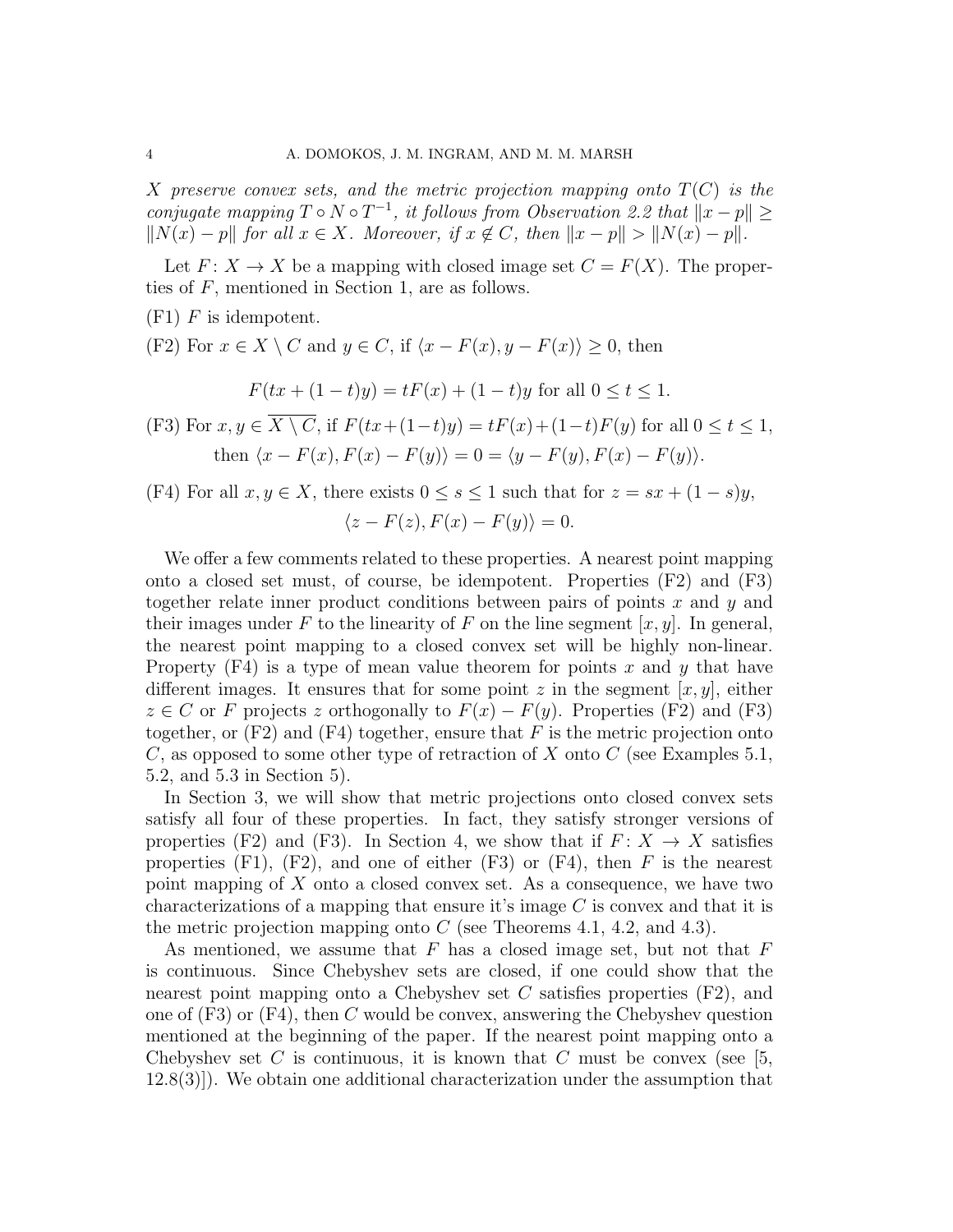*$X$ preserve convex sets, and the metric projection mapping onto $T(C)$ is the conjugate mapping $T \circ N \circ T^{-1}$, it follows from Observation 2.2 that $\|x - p\| \geq \|N(x) - p\|$ for all $x \in X$. Moreover, if $x \notin C$, then $\|x - p\| > \|N(x) - p\|$.*

Let $F: X \to X$ be a mapping with closed image set $C = F(X)$. The properties of $F$, mentioned in Section 1, are as follows.

(F1) $F$ is idempotent.

(F2) For $x \in X \setminus C$ and $y \in C$, if $\langle x - F(x), y - F(x) \rangle \geq 0$, then

$$F(tx + (1-t)y) = tF(x) + (1-t)y \text{ for all } 0 \leq t \leq 1.$$

(F3) For $x, y \in \overline{X \setminus C}$, if $F(tx+(1-t)y) = tF(x)+(1-t)F(y)$ for all $0 \leq t \leq 1$, then $\langle x - F(x), F(x) - F(y) \rangle = 0 = \langle y - F(y), F(x) - F(y) \rangle$.

(F4) For all $x, y \in X$, there exists $0 \leq s \leq 1$ such that for $z = sx + (1-s)y$,

$$\langle z - F(z), F(x) - F(y) \rangle = 0.$$

We offer a few comments related to these properties. A nearest point mapping onto a closed set must, of course, be idempotent. Properties (F2) and (F3) together relate inner product conditions between pairs of points $x$ and $y$ and their images under $F$ to the linearity of $F$ on the line segment $[x, y]$. In general, the nearest point mapping to a closed convex set will be highly non-linear. Property (F4) is a type of mean value theorem for points $x$ and $y$ that have different images. It ensures that for some point $z$ in the segment $[x, y]$, either $z \in C$ or $F$ projects $z$ orthogonally to $F(x) - F(y)$. Properties (F2) and (F3) together, or (F2) and (F4) together, ensure that $F$ is the metric projection onto $C$, as opposed to some other type of retraction of $X$ onto $C$ (see Examples 5.1, 5.2, and 5.3 in Section 5).

In Section 3, we will show that metric projections onto closed convex sets satisfy all four of these properties. In fact, they satisfy stronger versions of properties (F2) and (F3). In Section 4, we show that if $F: X \to X$ satisfies properties (F1), (F2), and one of either (F3) or (F4), then $F$ is the nearest point mapping of $X$ onto a closed convex set. As a consequence, we have two characterizations of a mapping that ensure it's image $C$ is convex and that it is the metric projection mapping onto $C$ (see Theorems 4.1, 4.2, and 4.3).

As mentioned, we assume that $F$ has a closed image set, but not that $F$ is continuous. Since Chebyshev sets are closed, if one could show that the nearest point mapping onto a Chebyshev set $C$ satisfies properties (F2), and one of (F3) or (F4), then $C$ would be convex, answering the Chebyshev question mentioned at the beginning of the paper. If the nearest point mapping onto a Chebyshev set $C$ is continuous, it is known that $C$ must be convex (see [5, 12.8(3)]). We obtain one additional characterization under the assumption that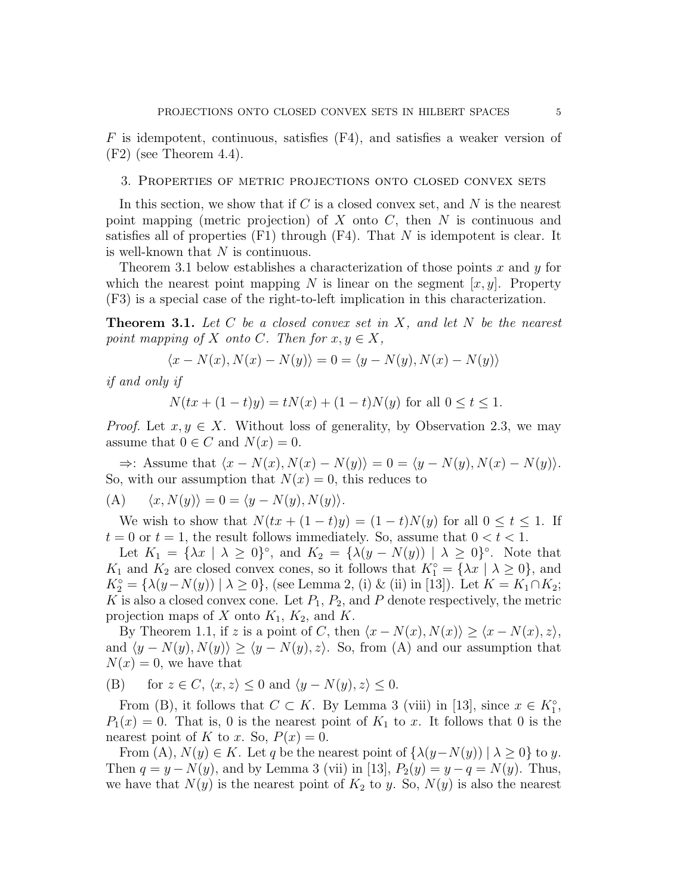$F$ is idempotent, continuous, satisfies (F4), and satisfies a weaker version of (F2) (see Theorem 4.4).

## 3. Properties of metric projections onto closed convex sets

In this section, we show that if $C$ is a closed convex set, and $N$ is the nearest point mapping (metric projection) of $X$ onto $C$, then $N$ is continuous and satisfies all of properties (F1) through (F4). That $N$ is idempotent is clear. It is well-known that $N$ is continuous.

Theorem 3.1 below establishes a characterization of those points $x$ and $y$ for which the nearest point mapping $N$ is linear on the segment $[x, y]$. Property (F3) is a special case of the right-to-left implication in this characterization.

**Theorem 3.1.** *Let $C$ be a closed convex set in $X$, and let $N$ be the nearest point mapping of $X$ onto $C$. Then for $x, y \in X$,*

$$\langle x - N(x), N(x) - N(y)\rangle = 0 = \langle y - N(y), N(x) - N(y)\rangle$$

*if and only if*

$$N(tx + (1-t)y) = tN(x) + (1-t)N(y) \text{ for all } 0 \leq t \leq 1.$$

*Proof.* Let $x, y \in X$. Without loss of generality, by Observation 2.3, we may assume that $0 \in C$ and $N(x) = 0$.

$\Rightarrow$: Assume that $\langle x - N(x), N(x) - N(y)\rangle = 0 = \langle y - N(y), N(x) - N(y)\rangle$. So, with our assumption that $N(x) = 0$, this reduces to

(A) $\quad \langle x, N(y)\rangle = 0 = \langle y - N(y), N(y)\rangle$.

We wish to show that $N(tx + (1-t)y) = (1-t)N(y)$ for all $0 \leq t \leq 1$. If $t = 0$ or $t = 1$, the result follows immediately. So, assume that $0 < t < 1$.

Let $K_1 = \{\lambda x \mid \lambda \geq 0\}^\circ$, and $K_2 = \{\lambda(y - N(y)) \mid \lambda \geq 0\}^\circ$. Note that $K_1$ and $K_2$ are closed convex cones, so it follows that $K_1^\circ = \{\lambda x \mid \lambda \geq 0\}$, and $K_2^\circ = \{\lambda(y - N(y)) \mid \lambda \geq 0\}$, (see Lemma 2, (i) & (ii) in [13]). Let $K = K_1 \cap K_2$; $K$ is also a closed convex cone. Let $P_1$, $P_2$, and $P$ denote respectively, the metric projection maps of $X$ onto $K_1$, $K_2$, and $K$.

By Theorem 1.1, if $z$ is a point of $C$, then $\langle x - N(x), N(x)\rangle \geq \langle x - N(x), z\rangle$, and $\langle y - N(y), N(y)\rangle \geq \langle y - N(y), z\rangle$. So, from (A) and our assumption that $N(x) = 0$, we have that

(B) $\quad$ for $z \in C$, $\langle x, z\rangle \leq 0$ and $\langle y - N(y), z\rangle \leq 0$.

From (B), it follows that $C \subset K$. By Lemma 3 (viii) in [13], since $x \in K_1^\circ$, $P_1(x) = 0$. That is, 0 is the nearest point of $K_1$ to $x$. It follows that 0 is the nearest point of $K$ to $x$. So, $P(x) = 0$.

From (A), $N(y) \in K$. Let $q$ be the nearest point of $\{\lambda(y - N(y)) \mid \lambda \geq 0\}$ to $y$. Then $q = y - N(y)$, and by Lemma 3 (vii) in [13], $P_2(y) = y - q = N(y)$. Thus, we have that $N(y)$ is the nearest point of $K_2$ to $y$. So, $N(y)$ is also the nearest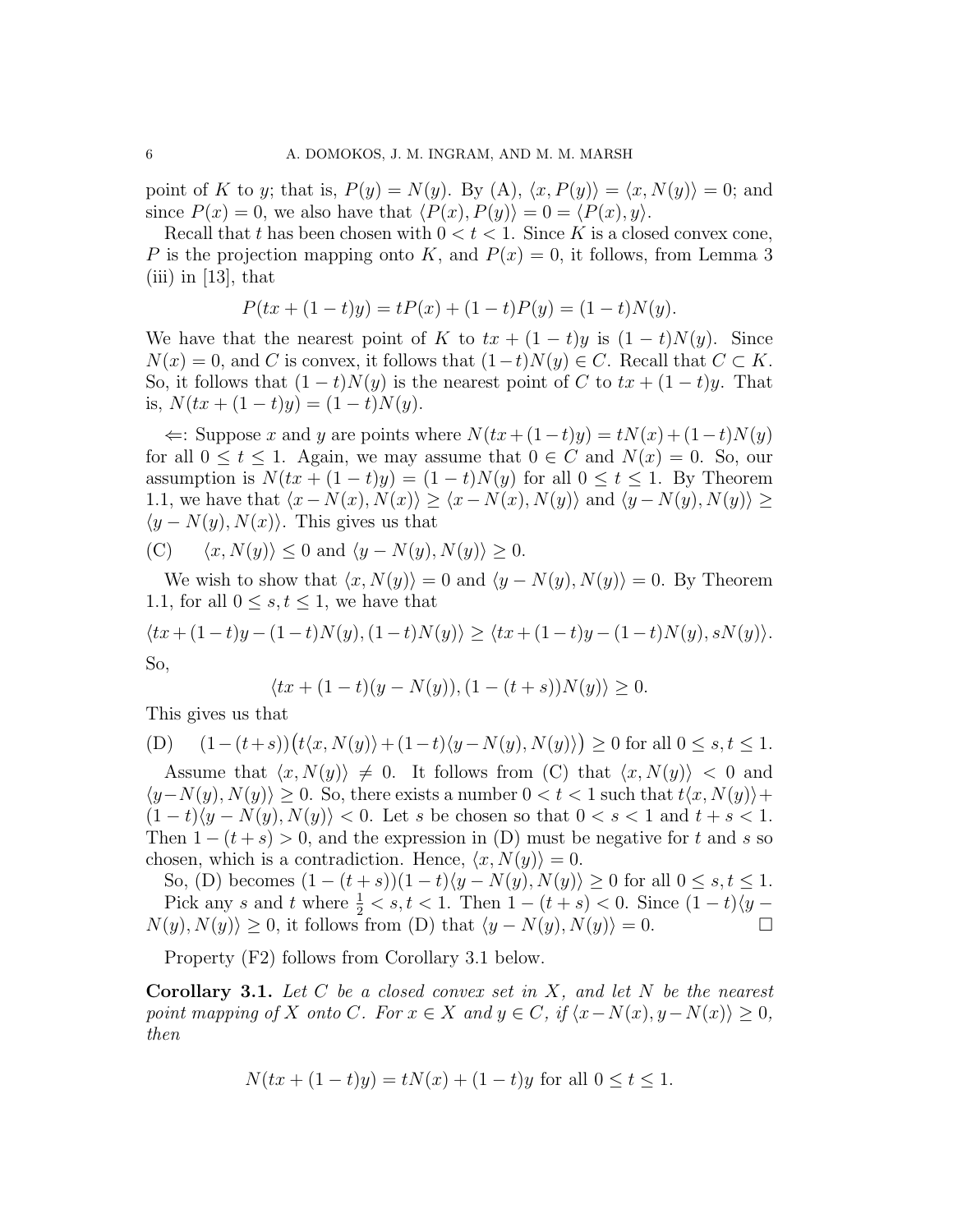point of $K$ to $y$; that is, $P(y) = N(y)$. By (A), $\langle x, P(y)\rangle = \langle x, N(y)\rangle = 0$; and since $P(x) = 0$, we also have that $\langle P(x), P(y)\rangle = 0 = \langle P(x), y\rangle$.

Recall that $t$ has been chosen with $0 < t < 1$. Since $K$ is a closed convex cone, $P$ is the projection mapping onto $K$, and $P(x) = 0$, it follows, from Lemma 3 (iii) in [13], that

$$P(tx + (1-t)y) = tP(x) + (1-t)P(y) = (1-t)N(y).$$

We have that the nearest point of $K$ to $tx + (1-t)y$ is $(1-t)N(y)$. Since $N(x) = 0$, and $C$ is convex, it follows that $(1-t)N(y) \in C$. Recall that $C \subset K$. So, it follows that $(1-t)N(y)$ is the nearest point of $C$ to $tx + (1-t)y$. That is, $N(tx + (1-t)y) = (1-t)N(y)$.

$\Leftarrow$: Suppose $x$ and $y$ are points where $N(tx+(1-t)y) = tN(x)+(1-t)N(y)$ for all $0 \le t \le 1$. Again, we may assume that $0 \in C$ and $N(x) = 0$. So, our assumption is $N(tx + (1-t)y) = (1-t)N(y)$ for all $0 \le t \le 1$. By Theorem 1.1, we have that $\langle x - N(x), N(x)\rangle \ge \langle x - N(x), N(y)\rangle$ and $\langle y - N(y), N(y)\rangle \ge \langle y - N(y), N(x)\rangle$. This gives us that

(C) $\quad \langle x, N(y)\rangle \le 0$ and $\langle y - N(y), N(y)\rangle \ge 0$.

We wish to show that $\langle x, N(y)\rangle = 0$ and $\langle y - N(y), N(y)\rangle = 0$. By Theorem 1.1, for all $0 \le s, t \le 1$, we have that

$$\langle tx+(1-t)y-(1-t)N(y), (1-t)N(y)\rangle \ge \langle tx+(1-t)y-(1-t)N(y), sN(y)\rangle.$$

So,

$$\langle tx + (1-t)(y - N(y)), (1-(t+s))N(y)\rangle \ge 0.$$

This gives us that

(D) $\quad (1-(t+s))\big(t\langle x, N(y)\rangle + (1-t)\langle y-N(y), N(y)\rangle\big) \ge 0$ for all $0 \le s, t \le 1$.

Assume that $\langle x, N(y)\rangle \ne 0$. It follows from (C) that $\langle x, N(y)\rangle < 0$ and $\langle y-N(y), N(y)\rangle \ge 0$. So, there exists a number $0 < t < 1$ such that $t\langle x, N(y)\rangle + (1-t)\langle y - N(y), N(y)\rangle < 0$. Let $s$ be chosen so that $0 < s < 1$ and $t + s < 1$. Then $1 - (t+s) > 0$, and the expression in (D) must be negative for $t$ and $s$ so chosen, which is a contradiction. Hence, $\langle x, N(y)\rangle = 0$.

So, (D) becomes $(1 - (t+s))(1-t)\langle y - N(y), N(y)\rangle \ge 0$ for all $0 \le s, t \le 1$. Pick any $s$ and $t$ where $\frac{1}{2} < s, t < 1$. Then $1 - (t+s) < 0$. Since $(1-t)\langle y - N(y), N(y)\rangle \ge 0$, it follows from (D) that $\langle y - N(y), N(y)\rangle = 0$. $\square$

Property (F2) follows from Corollary 3.1 below.

**Corollary 3.1.** *Let $C$ be a closed convex set in $X$, and let $N$ be the nearest point mapping of $X$ onto $C$. For $x \in X$ and $y \in C$, if $\langle x-N(x), y-N(x)\rangle \ge 0$, then*

$$N(tx + (1-t)y) = tN(x) + (1-t)y \text{ for all } 0 \le t \le 1.$$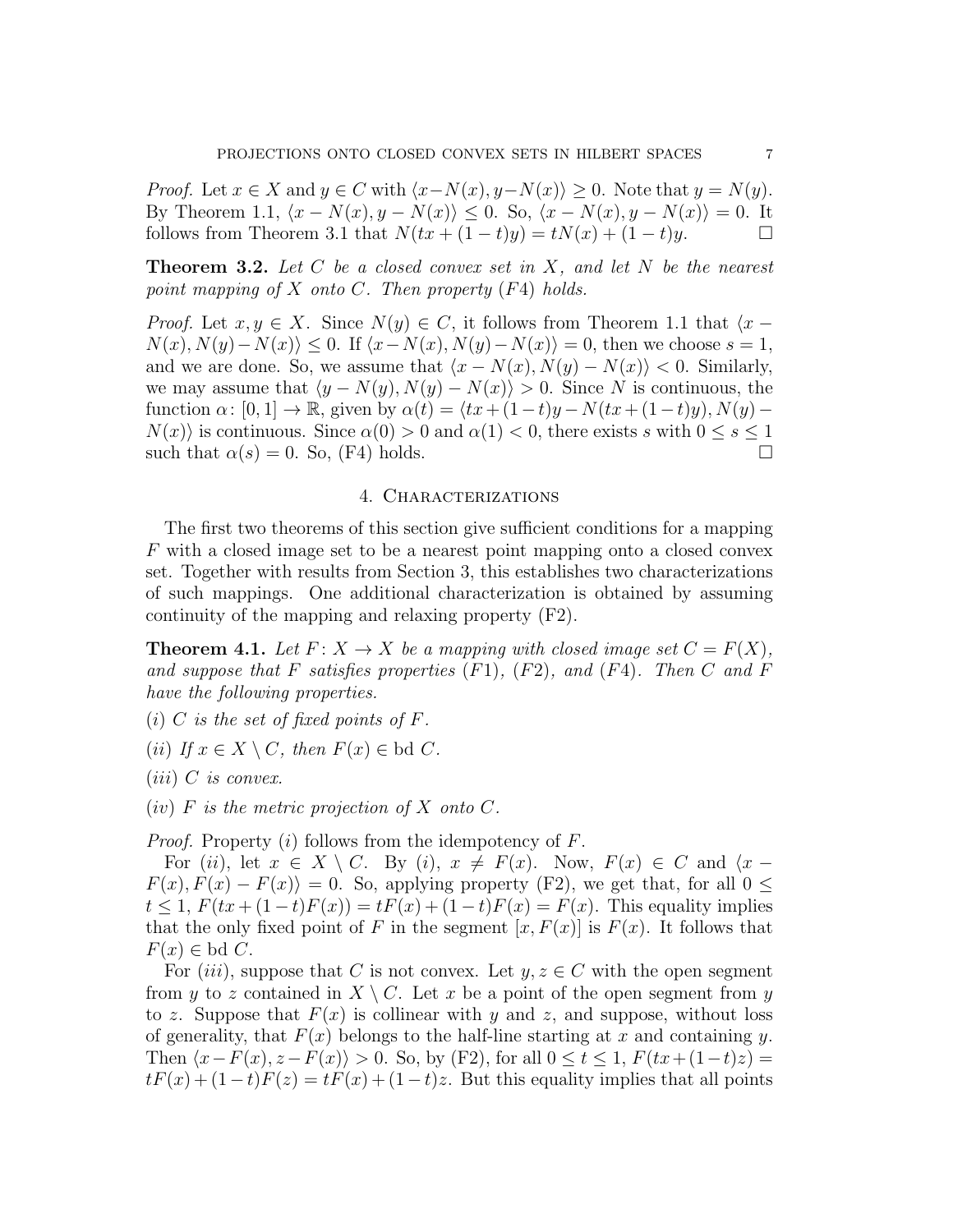*Proof.* Let $x \in X$ and $y \in C$ with $\langle x - N(x), y - N(x)\rangle \geq 0$. Note that $y = N(y)$. By Theorem 1.1, $\langle x - N(x), y - N(x)\rangle \leq 0$. So, $\langle x - N(x), y - N(x)\rangle = 0$. It follows from Theorem 3.1 that $N(tx + (1-t)y) = tN(x) + (1-t)y$. □

**Theorem 3.2.** *Let $C$ be a closed convex set in $X$, and let $N$ be the nearest point mapping of $X$ onto $C$. Then property (F4) holds.*

*Proof.* Let $x, y \in X$. Since $N(y) \in C$, it follows from Theorem 1.1 that $\langle x - N(x), N(y) - N(x)\rangle \leq 0$. If $\langle x - N(x), N(y) - N(x)\rangle = 0$, then we choose $s = 1$, and we are done. So, we assume that $\langle x - N(x), N(y) - N(x)\rangle < 0$. Similarly, we may assume that $\langle y - N(y), N(y) - N(x)\rangle > 0$. Since $N$ is continuous, the function $\alpha\colon [0,1] \to \mathbb{R}$, given by $\alpha(t) = \langle tx + (1-t)y - N(tx + (1-t)y), N(y) - N(x)\rangle$ is continuous. Since $\alpha(0) > 0$ and $\alpha(1) < 0$, there exists $s$ with $0 \leq s \leq 1$ such that $\alpha(s) = 0$. So, (F4) holds. □

## 4. Characterizations

The first two theorems of this section give sufficient conditions for a mapping $F$ with a closed image set to be a nearest point mapping onto a closed convex set. Together with results from Section 3, this establishes two characterizations of such mappings. One additional characterization is obtained by assuming continuity of the mapping and relaxing property (F2).

**Theorem 4.1.** *Let $F\colon X \to X$ be a mapping with closed image set $C = F(X)$, and suppose that $F$ satisfies properties (F1), (F2), and (F4). Then $C$ and $F$ have the following properties.*

(*i*) *$C$ is the set of fixed points of $F$.*

(*ii*) *If $x \in X \setminus C$, then $F(x) \in \text{bd } C$.*

(*iii*) *$C$ is convex.*

(*iv*) *$F$ is the metric projection of $X$ onto $C$.*

*Proof.* Property (*i*) follows from the idempotency of $F$.

For (*ii*), let $x \in X \setminus C$. By (*i*), $x \neq F(x)$. Now, $F(x) \in C$ and $\langle x - F(x), F(x) - F(x)\rangle = 0$. So, applying property (F2), we get that, for all $0 \leq t \leq 1$, $F(tx + (1-t)F(x)) = tF(x) + (1-t)F(x) = F(x)$. This equality implies that the only fixed point of $F$ in the segment $[x, F(x)]$ is $F(x)$. It follows that $F(x) \in \text{bd } C$.

For (*iii*), suppose that $C$ is not convex. Let $y, z \in C$ with the open segment from $y$ to $z$ contained in $X \setminus C$. Let $x$ be a point of the open segment from $y$ to $z$. Suppose that $F(x)$ is collinear with $y$ and $z$, and suppose, without loss of generality, that $F(x)$ belongs to the half-line starting at $x$ and containing $y$. Then $\langle x - F(x), z - F(x)\rangle > 0$. So, by (F2), for all $0 \leq t \leq 1$, $F(tx + (1-t)z) = tF(x) + (1-t)F(z) = tF(x) + (1-t)z$. But this equality implies that all points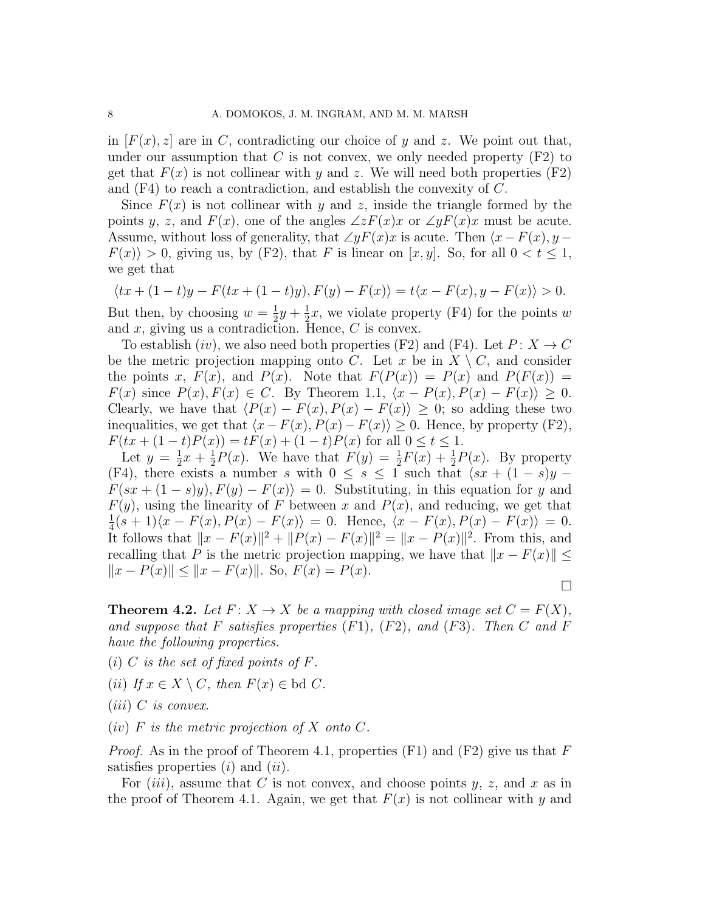in $[F(x), z]$ are in $C$, contradicting our choice of $y$ and $z$. We point out that, under our assumption that $C$ is not convex, we only needed property (F2) to get that $F(x)$ is not collinear with $y$ and $z$. We will need both properties (F2) and (F4) to reach a contradiction, and establish the convexity of $C$.

Since $F(x)$ is not collinear with $y$ and $z$, inside the triangle formed by the points $y$, $z$, and $F(x)$, one of the angles $\angle zF(x)x$ or $\angle yF(x)x$ must be acute. Assume, without loss of generality, that $\angle yF(x)x$ is acute. Then $\langle x - F(x), y - F(x)\rangle > 0$, giving us, by (F2), that $F$ is linear on $[x, y]$. So, for all $0 < t \leq 1$, we get that

$$\langle tx + (1-t)y - F(tx + (1-t)y), F(y) - F(x)\rangle = t\langle x - F(x), y - F(x)\rangle > 0.$$

But then, by choosing $w = \frac{1}{2}y + \frac{1}{2}x$, we violate property (F4) for the points $w$ and $x$, giving us a contradiction. Hence, $C$ is convex.

To establish $(iv)$, we also need both properties (F2) and (F4). Let $P\colon X \to C$ be the metric projection mapping onto $C$. Let $x$ be in $X \setminus C$, and consider the points $x$, $F(x)$, and $P(x)$. Note that $F(P(x)) = P(x)$ and $P(F(x)) = F(x)$ since $P(x), F(x) \in C$. By Theorem 1.1, $\langle x - P(x), P(x) - F(x)\rangle \geq 0$. Clearly, we have that $\langle P(x) - F(x), P(x) - F(x)\rangle \geq 0$; so adding these two inequalities, we get that $\langle x - F(x), P(x) - F(x)\rangle \geq 0$. Hence, by property (F2), $F(tx + (1-t)P(x)) = tF(x) + (1-t)P(x)$ for all $0 \leq t \leq 1$.

Let $y = \frac{1}{2}x + \frac{1}{2}P(x)$. We have that $F(y) = \frac{1}{2}F(x) + \frac{1}{2}P(x)$. By property (F4), there exists a number $s$ with $0 \leq s \leq 1$ such that $\langle sx + (1-s)y - F(sx + (1-s)y), F(y) - F(x)\rangle = 0$. Substituting, in this equation for $y$ and $F(y)$, using the linearity of $F$ between $x$ and $P(x)$, and reducing, we get that $\frac{1}{4}(s+1)\langle x - F(x), P(x) - F(x)\rangle = 0$. Hence, $\langle x - F(x), P(x) - F(x)\rangle = 0$. It follows that $\|x - F(x)\|^2 + \|P(x) - F(x)\|^2 = \|x - P(x)\|^2$. From this, and recalling that $P$ is the metric projection mapping, we have that $\|x - F(x)\| \leq \|x - P(x)\| \leq \|x - F(x)\|$. So, $F(x) = P(x)$.

∎

**Theorem 4.2.** *Let $F\colon X \to X$ be a mapping with closed image set $C = F(X)$, and suppose that $F$ satisfies properties (F1), (F2), and (F3). Then $C$ and $F$ have the following properties.*

*(i) $C$ is the set of fixed points of $F$.*

*(ii) If $x \in X \setminus C$, then $F(x) \in \operatorname{bd} C$.*

*(iii) $C$ is convex.*

*(iv) $F$ is the metric projection of $X$ onto $C$.*

*Proof.* As in the proof of Theorem 4.1, properties (F1) and (F2) give us that $F$ satisfies properties $(i)$ and $(ii)$.

For $(iii)$, assume that $C$ is not convex, and choose points $y$, $z$, and $x$ as in the proof of Theorem 4.1. Again, we get that $F(x)$ is not collinear with $y$ and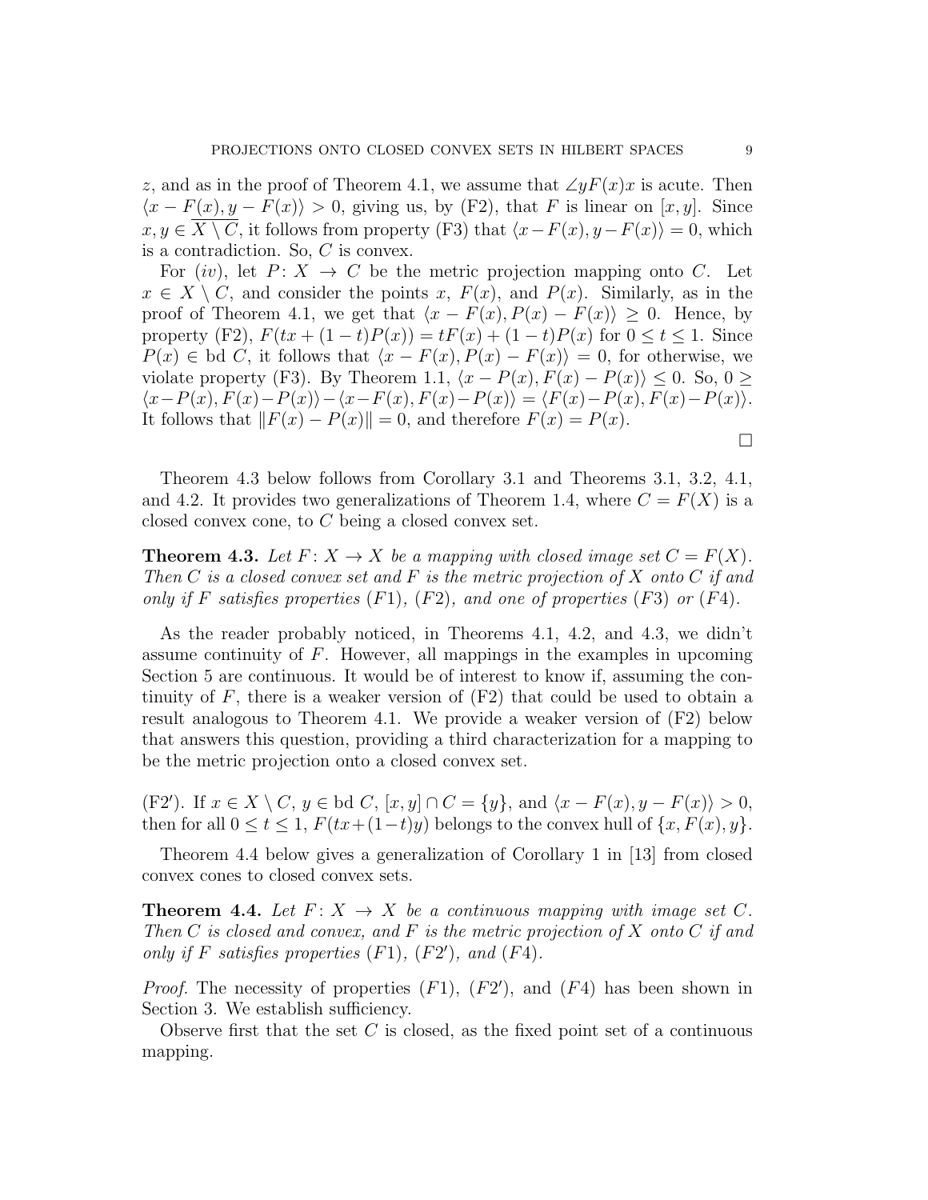$z$, and as in the proof of Theorem 4.1, we assume that $\angle yF(x)x$ is acute. Then $\langle x - F(x), y - F(x)\rangle > 0$, giving us, by (F2), that $F$ is linear on $[x, y]$. Since $x, y \in \overline{X \setminus C}$, it follows from property (F3) that $\langle x - F(x), y - F(x)\rangle = 0$, which is a contradiction. So, $C$ is convex.

For $(iv)$, let $P\colon X \to C$ be the metric projection mapping onto $C$. Let $x \in X \setminus C$, and consider the points $x$, $F(x)$, and $P(x)$. Similarly, as in the proof of Theorem 4.1, we get that $\langle x - F(x), P(x) - F(x)\rangle \geq 0$. Hence, by property (F2), $F(tx + (1-t)P(x)) = tF(x) + (1-t)P(x)$ for $0 \leq t \leq 1$. Since $P(x) \in \text{bd } C$, it follows that $\langle x - F(x), P(x) - F(x)\rangle = 0$, for otherwise, we violate property (F3). By Theorem 1.1, $\langle x - P(x), F(x) - P(x)\rangle \leq 0$. So, $0 \geq \langle x - P(x), F(x) - P(x)\rangle - \langle x - F(x), F(x) - P(x)\rangle = \langle F(x) - P(x), F(x) - P(x)\rangle$. It follows that $\|F(x) - P(x)\| = 0$, and therefore $F(x) = P(x)$.

□

Theorem 4.3 below follows from Corollary 3.1 and Theorems 3.1, 3.2, 4.1, and 4.2. It provides two generalizations of Theorem 1.4, where $C = F(X)$ is a closed convex cone, to $C$ being a closed convex set.

**Theorem 4.3.** *Let $F\colon X \to X$ be a mapping with closed image set $C = F(X)$. Then $C$ is a closed convex set and $F$ is the metric projection of $X$ onto $C$ if and only if $F$ satisfies properties $(F1)$, $(F2)$, and one of properties $(F3)$ or $(F4)$.*

As the reader probably noticed, in Theorems 4.1, 4.2, and 4.3, we didn't assume continuity of $F$. However, all mappings in the examples in upcoming Section 5 are continuous. It would be of interest to know if, assuming the continuity of $F$, there is a weaker version of (F2) that could be used to obtain a result analogous to Theorem 4.1. We provide a weaker version of (F2) below that answers this question, providing a third characterization for a mapping to be the metric projection onto a closed convex set.

(F2′). If $x \in X \setminus C$, $y \in \text{bd } C$, $[x, y] \cap C = \{y\}$, and $\langle x - F(x), y - F(x)\rangle > 0$, then for all $0 \leq t \leq 1$, $F(tx + (1-t)y)$ belongs to the convex hull of $\{x, F(x), y\}$.

Theorem 4.4 below gives a generalization of Corollary 1 in [13] from closed convex cones to closed convex sets.

**Theorem 4.4.** *Let $F\colon X \to X$ be a continuous mapping with image set $C$. Then $C$ is closed and convex, and $F$ is the metric projection of $X$ onto $C$ if and only if $F$ satisfies properties $(F1)$, $(F2')$, and $(F4)$.*

*Proof.* The necessity of properties $(F1)$, $(F2')$, and $(F4)$ has been shown in Section 3. We establish sufficiency.

Observe first that the set $C$ is closed, as the fixed point set of a continuous mapping.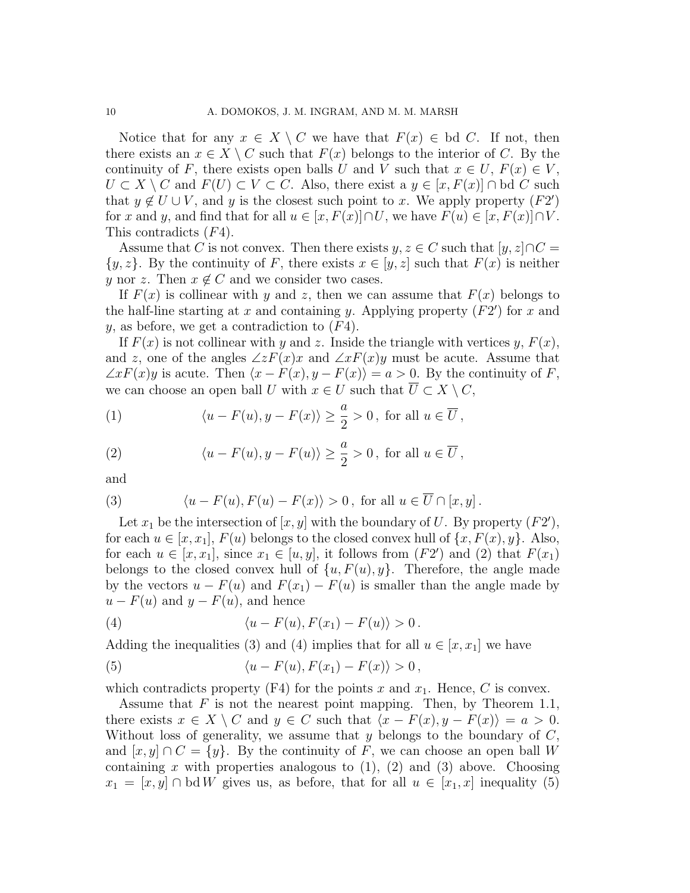Notice that for any $x \in X \setminus C$ we have that $F(x) \in \text{bd } C$. If not, then there exists an $x \in X \setminus C$ such that $F(x)$ belongs to the interior of $C$. By the continuity of $F$, there exists open balls $U$ and $V$ such that $x \in U$, $F(x) \in V$, $U \subset X \setminus C$ and $F(U) \subset V \subset C$. Also, there exist a $y \in [x, F(x)] \cap \text{bd } C$ such that $y \notin U \cup V$, and $y$ is the closest such point to $x$. We apply property $(F2')$ for $x$ and $y$, and find that for all $u \in [x, F(x)] \cap U$, we have $F(u) \in [x, F(x)] \cap V$. This contradicts $(F4)$.

Assume that $C$ is not convex. Then there exists $y, z \in C$ such that $[y, z] \cap C = \{y, z\}$. By the continuity of $F$, there exists $x \in [y, z]$ such that $F(x)$ is neither $y$ nor $z$. Then $x \notin C$ and we consider two cases.

If $F(x)$ is collinear with $y$ and $z$, then we can assume that $F(x)$ belongs to the half-line starting at $x$ and containing $y$. Applying property $(F2')$ for $x$ and $y$, as before, we get a contradiction to $(F4)$.

If $F(x)$ is not collinear with $y$ and $z$. Inside the triangle with vertices $y$, $F(x)$, and $z$, one of the angles $\angle zF(x)x$ and $\angle xF(x)y$ must be acute. Assume that $\angle xF(x)y$ is acute. Then $\langle x - F(x), y - F(x) \rangle = a > 0$. By the continuity of $F$, we can choose an open ball $U$ with $x \in U$ such that $\overline{U} \subset X \setminus C$,

$$\langle u - F(u), y - F(x) \rangle \geq \frac{a}{2} > 0\,, \text{ for all } u \in \overline{U}\,, \tag{1}$$

$$\langle u - F(u), y - F(u) \rangle \geq \frac{a}{2} > 0\,, \text{ for all } u \in \overline{U}\,, \tag{2}$$

and

$$\langle u - F(u), F(u) - F(x) \rangle > 0\,, \text{ for all } u \in \overline{U} \cap [x, y]\,. \tag{3}$$

Let $x_1$ be the intersection of $[x, y]$ with the boundary of $U$. By property $(F2')$, for each $u \in [x, x_1]$, $F(u)$ belongs to the closed convex hull of $\{x, F(x), y\}$. Also, for each $u \in [x, x_1]$, since $x_1 \in [u, y]$, it follows from $(F2')$ and (2) that $F(x_1)$ belongs to the closed convex hull of $\{u, F(u), y\}$. Therefore, the angle made by the vectors $u - F(u)$ and $F(x_1) - F(u)$ is smaller than the angle made by $u - F(u)$ and $y - F(u)$, and hence

$$\langle u - F(u), F(x_1) - F(u) \rangle > 0\,. \tag{4}$$

Adding the inequalities (3) and (4) implies that for all $u \in [x, x_1]$ we have

$$\langle u - F(u), F(x_1) - F(x) \rangle > 0\,, \tag{5}$$

which contradicts property (F4) for the points $x$ and $x_1$. Hence, $C$ is convex.

Assume that $F$ is not the nearest point mapping. Then, by Theorem 1.1, there exists $x \in X \setminus C$ and $y \in C$ such that $\langle x - F(x), y - F(x) \rangle = a > 0$. Without loss of generality, we assume that $y$ belongs to the boundary of $C$, and $[x, y] \cap C = \{y\}$. By the continuity of $F$, we can choose an open ball $W$ containing $x$ with properties analogous to (1), (2) and (3) above. Choosing $x_1 = [x, y] \cap \text{bd } W$ gives us, as before, that for all $u \in [x_1, x]$ inequality (5)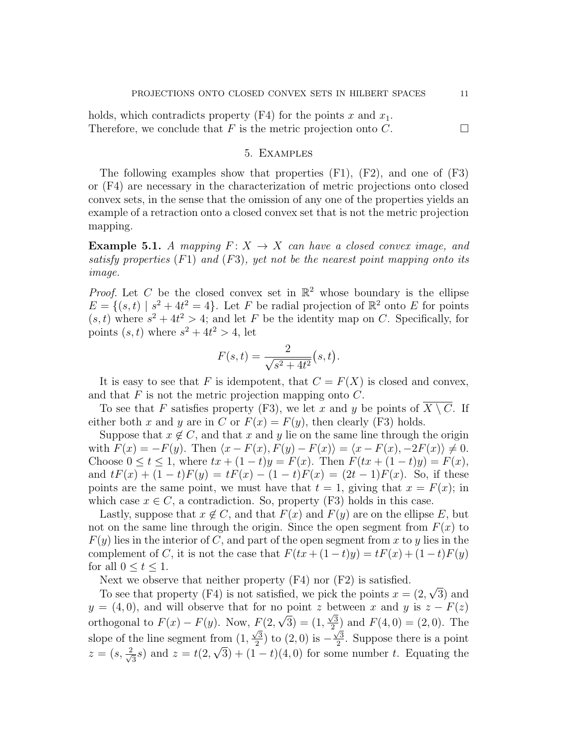holds, which contradicts property (F4) for the points $x$ and $x_1$.
Therefore, we conclude that $F$ is the metric projection onto $C$. $\square$

## 5. Examples

The following examples show that properties (F1), (F2), and one of (F3) or (F4) are necessary in the characterization of metric projections onto closed convex sets, in the sense that the omission of any one of the properties yields an example of a retraction onto a closed convex set that is not the metric projection mapping.

**Example 5.1.** *A mapping $F\colon X \to X$ can have a closed convex image, and satisfy properties (F1) and (F3), yet not be the nearest point mapping onto its image.*

*Proof.* Let $C$ be the closed convex set in $\mathbb{R}^2$ whose boundary is the ellipse $E = \{(s,t) \mid s^2 + 4t^2 = 4\}$. Let $F$ be radial projection of $\mathbb{R}^2$ onto $E$ for points $(s,t)$ where $s^2 + 4t^2 > 4$; and let $F$ be the identity map on $C$. Specifically, for points $(s,t)$ where $s^2 + 4t^2 > 4$, let

$$F(s,t) = \frac{2}{\sqrt{s^2+4t^2}}\big(s,t\big).$$

It is easy to see that $F$ is idempotent, that $C = F(X)$ is closed and convex, and that $F$ is not the metric projection mapping onto $C$.

To see that $F$ satisfies property (F3), we let $x$ and $y$ be points of $\overline{X \setminus C}$. If either both $x$ and $y$ are in $C$ or $F(x) = F(y)$, then clearly (F3) holds.

Suppose that $x \notin C$, and that $x$ and $y$ lie on the same line through the origin with $F(x) = -F(y)$. Then $\langle x - F(x), F(y) - F(x)\rangle = \langle x - F(x), -2F(x)\rangle \neq 0$. Choose $0 \leq t \leq 1$, where $tx + (1-t)y = F(x)$. Then $F(tx + (1-t)y) = F(x)$, and $tF(x) + (1-t)F(y) = tF(x) - (1-t)F(x) = (2t-1)F(x)$. So, if these points are the same point, we must have that $t = 1$, giving that $x = F(x)$; in which case $x \in C$, a contradiction. So, property (F3) holds in this case.

Lastly, suppose that $x \notin C$, and that $F(x)$ and $F(y)$ are on the ellipse $E$, but not on the same line through the origin. Since the open segment from $F(x)$ to $F(y)$ lies in the interior of $C$, and part of the open segment from $x$ to $y$ lies in the complement of $C$, it is not the case that $F(tx+(1-t)y) = tF(x) + (1-t)F(y)$ for all $0 \leq t \leq 1$.

Next we observe that neither property (F4) nor (F2) is satisfied.

To see that property (F4) is not satisfied, we pick the points $x = (2, \sqrt{3})$ and $y = (4, 0)$, and will observe that for no point $z$ between $x$ and $y$ is $z - F(z)$ orthogonal to $F(x) - F(y)$. Now, $F(2, \sqrt{3}) = (1, \frac{\sqrt{3}}{2})$ and $F(4,0) = (2,0)$. The slope of the line segment from $(1, \frac{\sqrt{3}}{2})$ to $(2,0)$ is $-\frac{\sqrt{3}}{2}$. Suppose there is a point $z = (s, \frac{2}{\sqrt{3}}s)$ and $z = t(2, \sqrt{3}) + (1-t)(4,0)$ for some number $t$. Equating the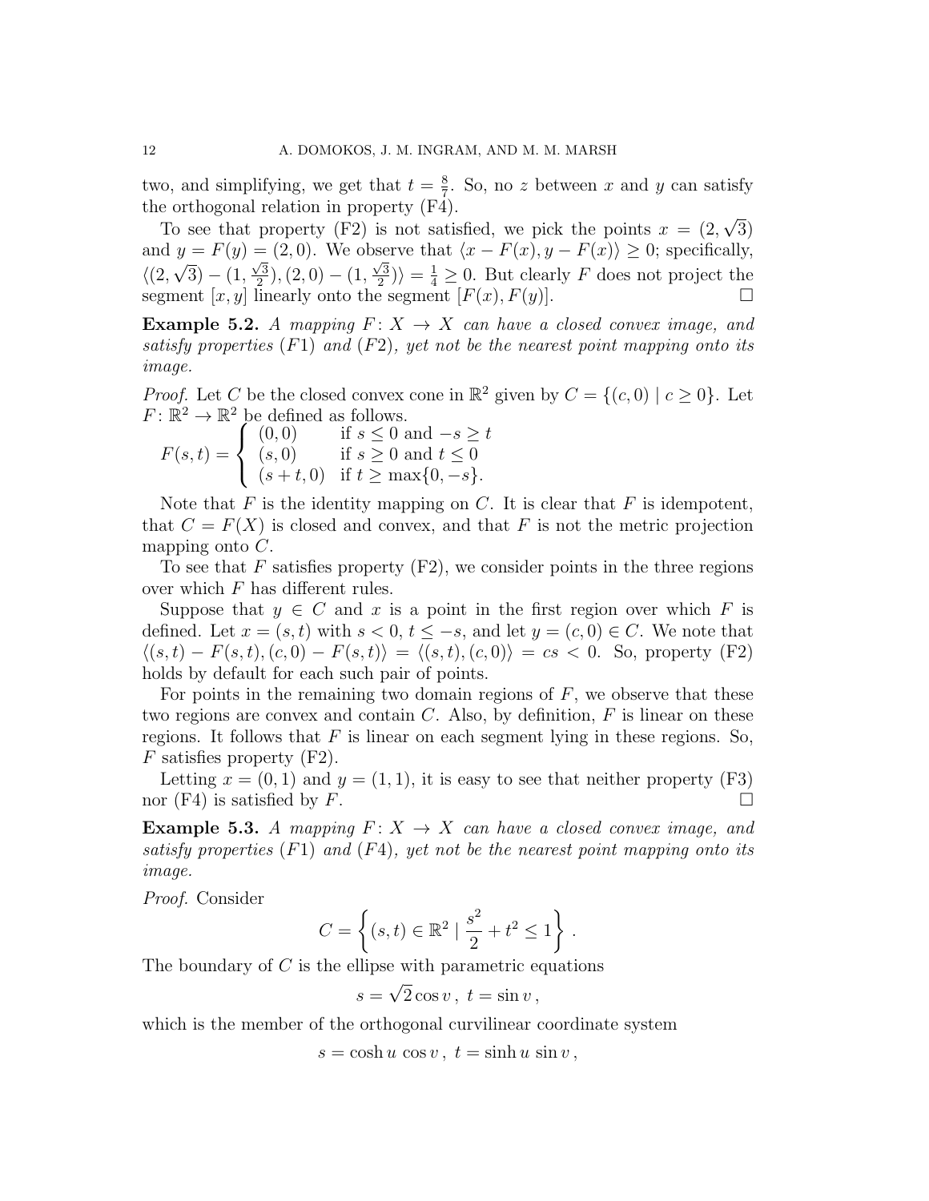two, and simplifying, we get that $t = \frac{8}{7}$. So, no $z$ between $x$ and $y$ can satisfy the orthogonal relation in property (F4).

To see that property (F2) is not satisfied, we pick the points $x = (2, \sqrt{3})$ and $y = F(y) = (2, 0)$. We observe that $\langle x - F(x), y - F(x)\rangle \geq 0$; specifically, $\langle (2, \sqrt{3}) - (1, \frac{\sqrt{3}}{2}), (2, 0) - (1, \frac{\sqrt{3}}{2})\rangle = \frac{1}{4} \geq 0$. But clearly $F$ does not project the segment $[x, y]$ linearly onto the segment $[F(x), F(y)]$. $\square$

**Example 5.2.** *A mapping $F\colon X \to X$ can have a closed convex image, and satisfy properties (F1) and (F2), yet not be the nearest point mapping onto its image.*

*Proof.* Let $C$ be the closed convex cone in $\mathbb{R}^2$ given by $C = \{(c, 0) \mid c \geq 0\}$. Let $F\colon \mathbb{R}^2 \to \mathbb{R}^2$ be defined as follows.

$$F(s,t) = \begin{cases} (0,0) & \text{if } s \leq 0 \text{ and } -s \geq t \\ (s,0) & \text{if } s \geq 0 \text{ and } t \leq 0 \\ (s+t,0) & \text{if } t \geq \max\{0, -s\}. \end{cases}$$

Note that $F$ is the identity mapping on $C$. It is clear that $F$ is idempotent, that $C = F(X)$ is closed and convex, and that $F$ is not the metric projection mapping onto $C$.

To see that $F$ satisfies property (F2), we consider points in the three regions over which $F$ has different rules.

Suppose that $y \in C$ and $x$ is a point in the first region over which $F$ is defined. Let $x = (s, t)$ with $s < 0$, $t \leq -s$, and let $y = (c, 0) \in C$. We note that $\langle (s,t) - F(s,t), (c, 0) - F(s,t)\rangle = \langle (s,t), (c,0)\rangle = cs < 0$. So, property (F2) holds by default for each such pair of points.

For points in the remaining two domain regions of $F$, we observe that these two regions are convex and contain $C$. Also, by definition, $F$ is linear on these regions. It follows that $F$ is linear on each segment lying in these regions. So, $F$ satisfies property (F2).

Letting $x = (0, 1)$ and $y = (1, 1)$, it is easy to see that neither property (F3) nor (F4) is satisfied by $F$. $\square$

**Example 5.3.** *A mapping $F\colon X \to X$ can have a closed convex image, and satisfy properties (F1) and (F4), yet not be the nearest point mapping onto its image.*

*Proof.* Consider

$$C = \left\{ (s,t) \in \mathbb{R}^2 \mid \frac{s^2}{2} + t^2 \leq 1 \right\}.$$

The boundary of $C$ is the ellipse with parametric equations

$$s = \sqrt{2}\cos v\,,\ t = \sin v\,,$$

which is the member of the orthogonal curvilinear coordinate system

$$s = \cosh u\,\cos v\,,\ t = \sinh u\,\sin v\,,$$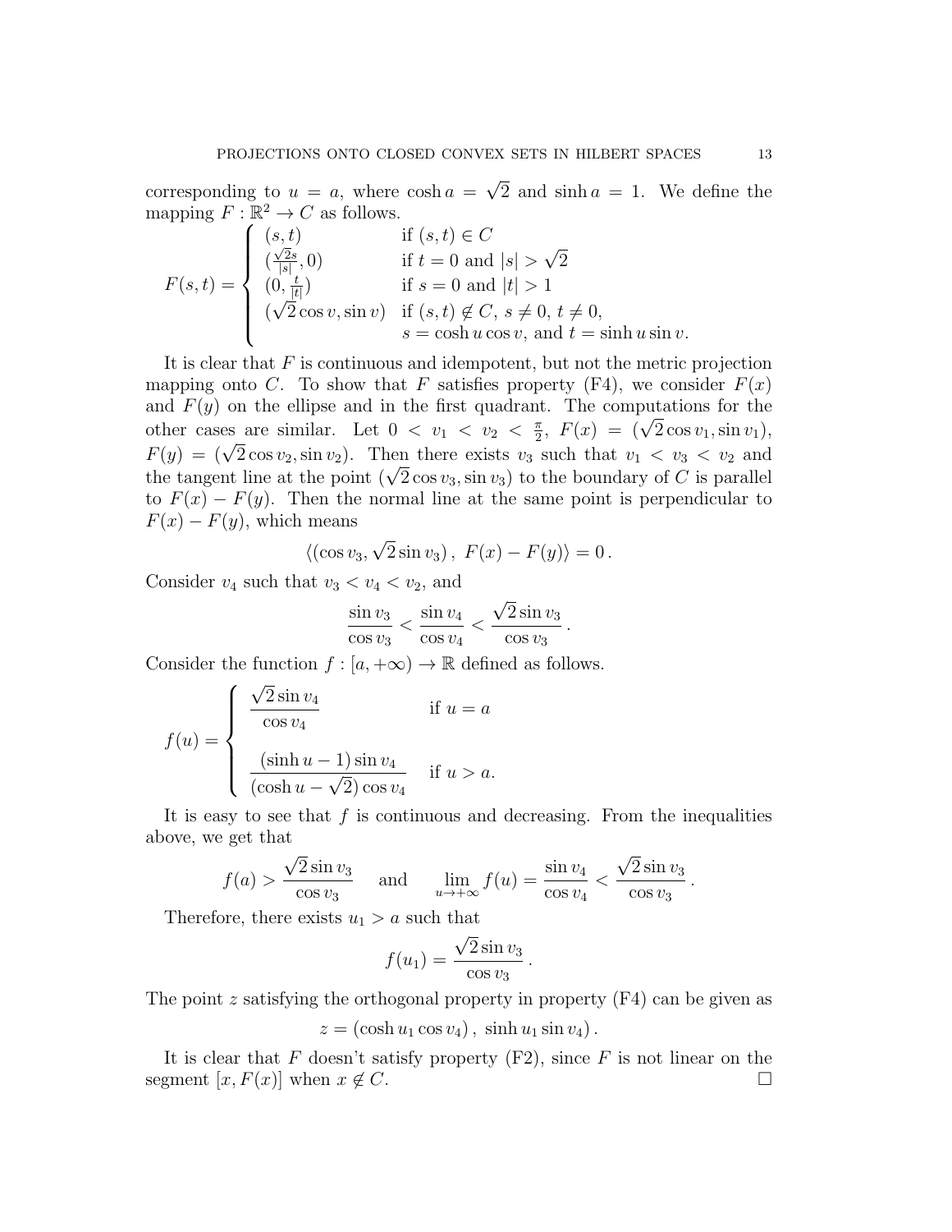corresponding to $u = a$, where $\cosh a = \sqrt{2}$ and $\sinh a = 1$. We define the mapping $F : \mathbb{R}^2 \to C$ as follows.

$$
F(s,t) = \begin{cases} (s,t) & \text{if } (s,t) \in C \\ (\frac{\sqrt{2}s}{|s|}, 0) & \text{if } t = 0 \text{ and } |s| > \sqrt{2} \\ (0, \frac{t}{|t|}) & \text{if } s = 0 \text{ and } |t| > 1 \\ (\sqrt{2}\cos v, \sin v) & \text{if } (s,t) \notin C,\ s \neq 0,\ t \neq 0, \\ & s = \cosh u \cos v, \text{ and } t = \sinh u \sin v. \end{cases}
$$

It is clear that $F$ is continuous and idempotent, but not the metric projection mapping onto $C$. To show that $F$ satisfies property (F4), we consider $F(x)$ and $F(y)$ on the ellipse and in the first quadrant. The computations for the other cases are similar. Let $0 < v_1 < v_2 < \frac{\pi}{2}$, $F(x) = (\sqrt{2}\cos v_1, \sin v_1)$, $F(y) = (\sqrt{2}\cos v_2, \sin v_2)$. Then there exists $v_3$ such that $v_1 < v_3 < v_2$ and the tangent line at the point $(\sqrt{2}\cos v_3, \sin v_3)$ to the boundary of $C$ is parallel to $F(x) - F(y)$. Then the normal line at the same point is perpendicular to $F(x) - F(y)$, which means

$$
\langle (\cos v_3, \sqrt{2}\sin v_3)\,,\ F(x) - F(y) \rangle = 0\,.
$$

Consider $v_4$ such that $v_3 < v_4 < v_2$, and

$$
\frac{\sin v_3}{\cos v_3} < \frac{\sin v_4}{\cos v_4} < \frac{\sqrt{2}\sin v_3}{\cos v_3}\,.
$$

Consider the function $f : [a, +\infty) \to \mathbb{R}$ defined as follows.

$$
f(u) = \begin{cases} \dfrac{\sqrt{2}\sin v_4}{\cos v_4} & \text{if } u = a \\[2ex] \dfrac{(\sinh u - 1)\sin v_4}{(\cosh u - \sqrt{2})\cos v_4} & \text{if } u > a. \end{cases}
$$

It is easy to see that $f$ is continuous and decreasing. From the inequalities above, we get that

$$
f(a) > \frac{\sqrt{2}\sin v_3}{\cos v_3} \quad \text{ and } \quad \lim_{u \to +\infty} f(u) = \frac{\sin v_4}{\cos v_4} < \frac{\sqrt{2}\sin v_3}{\cos v_3}\,.
$$

Therefore, there exists $u_1 > a$ such that

$$
f(u_1) = \frac{\sqrt{2}\sin v_3}{\cos v_3}\,.
$$

The point $z$ satisfying the orthogonal property in property (F4) can be given as

$$
z = (\cosh u_1 \cos v_4)\,,\ \sinh u_1 \sin v_4)\,.
$$

It is clear that $F$ doesn't satisfy property (F2), since $F$ is not linear on the segment $[x, F(x)]$ when $x \notin C$. $\square$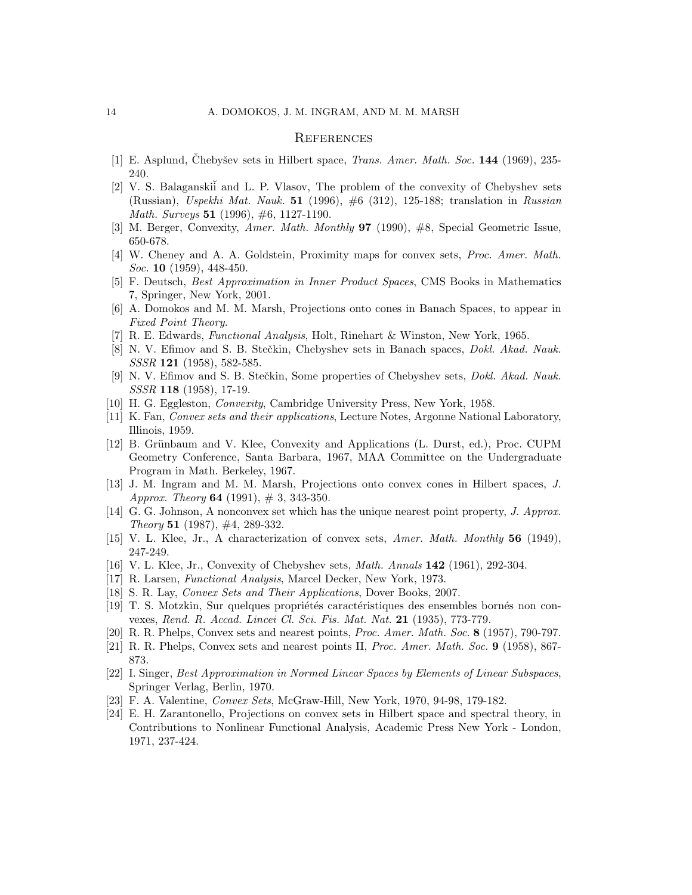## References

[1] E. Asplund, Čhebyšev sets in Hilbert space, *Trans. Amer. Math. Soc.* **144** (1969), 235-240.

[2] V. S. Balaganskiĭ and L. P. Vlasov, The problem of the convexity of Chebyshev sets (Russian), *Uspekhi Mat. Nauk.* **51** (1996), #6 (312), 125-188; translation in *Russian Math. Surveys* **51** (1996), #6, 1127-1190.

[3] M. Berger, Convexity, *Amer. Math. Monthly* **97** (1990), #8, Special Geometric Issue, 650-678.

[4] W. Cheney and A. A. Goldstein, Proximity maps for convex sets, *Proc. Amer. Math. Soc.* **10** (1959), 448-450.

[5] F. Deutsch, *Best Approximation in Inner Product Spaces*, CMS Books in Mathematics 7, Springer, New York, 2001.

[6] A. Domokos and M. M. Marsh, Projections onto cones in Banach Spaces, to appear in *Fixed Point Theory*.

[7] R. E. Edwards, *Functional Analysis*, Holt, Rinehart & Winston, New York, 1965.

[8] N. V. Efimov and S. B. Stečkin, Chebyshev sets in Banach spaces, *Dokl. Akad. Nauk. SSSR* **121** (1958), 582-585.

[9] N. V. Efimov and S. B. Stečkin, Some properties of Chebyshev sets, *Dokl. Akad. Nauk. SSSR* **118** (1958), 17-19.

[10] H. G. Eggleston, *Convexity*, Cambridge University Press, New York, 1958.

[11] K. Fan, *Convex sets and their applications*, Lecture Notes, Argonne National Laboratory, Illinois, 1959.

[12] B. Grünbaum and V. Klee, Convexity and Applications (L. Durst, ed.), Proc. CUPM Geometry Conference, Santa Barbara, 1967, MAA Committee on the Undergraduate Program in Math. Berkeley, 1967.

[13] J. M. Ingram and M. M. Marsh, Projections onto convex cones in Hilbert spaces, *J. Approx. Theory* **64** (1991), # 3, 343-350.

[14] G. G. Johnson, A nonconvex set which has the unique nearest point property, *J. Approx. Theory* **51** (1987), #4, 289-332.

[15] V. L. Klee, Jr., A characterization of convex sets, *Amer. Math. Monthly* **56** (1949), 247-249.

[16] V. L. Klee, Jr., Convexity of Chebyshev sets, *Math. Annals* **142** (1961), 292-304.

[17] R. Larsen, *Functional Analysis*, Marcel Decker, New York, 1973.

[18] S. R. Lay, *Convex Sets and Their Applications*, Dover Books, 2007.

[19] T. S. Motzkin, Sur quelques propriétés caractéristiques des ensembles bornés non convexes, *Rend. R. Accad. Lincei Cl. Sci. Fis. Mat. Nat.* **21** (1935), 773-779.

[20] R. R. Phelps, Convex sets and nearest points, *Proc. Amer. Math. Soc.* **8** (1957), 790-797.

[21] R. R. Phelps, Convex sets and nearest points II, *Proc. Amer. Math. Soc.* **9** (1958), 867-873.

[22] I. Singer, *Best Approximation in Normed Linear Spaces by Elements of Linear Subspaces*, Springer Verlag, Berlin, 1970.

[23] F. A. Valentine, *Convex Sets*, McGraw-Hill, New York, 1970, 94-98, 179-182.

[24] E. H. Zarantonello, Projections on convex sets in Hilbert space and spectral theory, in Contributions to Nonlinear Functional Analysis, Academic Press New York - London, 1971, 237-424.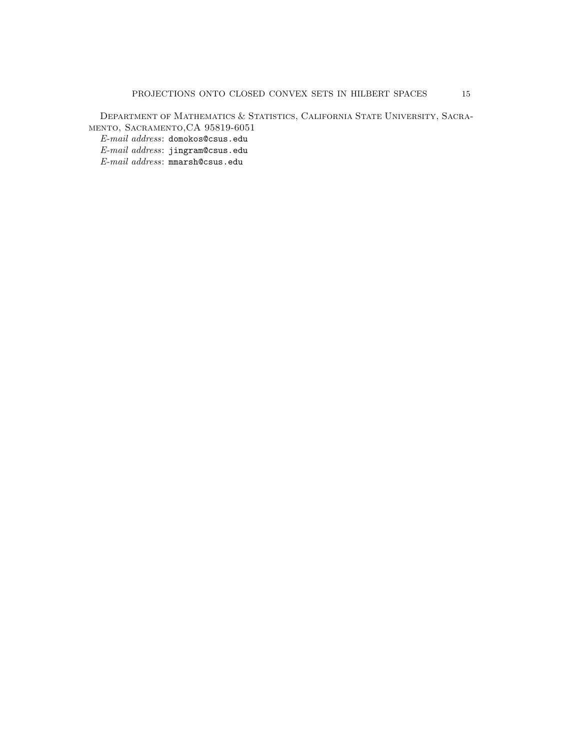Department of Mathematics & Statistics, California State University, Sacramento, Sacramento,CA 95819-6051

*E-mail address*: domokos@csus.edu

*E-mail address*: jingram@csus.edu

*E-mail address*: mmarsh@csus.edu